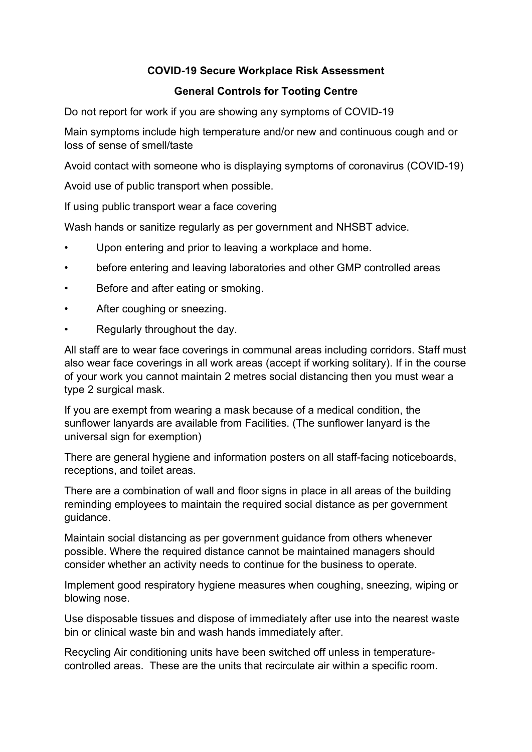# COVID-19 Secure Workplace Risk Assessment

## General Controls for Tooting Centre

Do not report for work if you are showing any symptoms of COVID-19

Main symptoms include high temperature and/or new and continuous cough and or loss of sense of smell/taste

Avoid contact with someone who is displaying symptoms of coronavirus (COVID-19)

Avoid use of public transport when possible.

If using public transport wear a face covering

Wash hands or sanitize regularly as per government and NHSBT advice.

- Upon entering and prior to leaving a workplace and home.
- before entering and leaving laboratories and other GMP controlled areas
- Before and after eating or smoking.
- After coughing or sneezing.
- Regularly throughout the day.

All staff are to wear face coverings in communal areas including corridors. Staff must also wear face coverings in all work areas (accept if working solitary). If in the course of your work you cannot maintain 2 metres social distancing then you must wear a type 2 surgical mask.

If you are exempt from wearing a mask because of a medical condition, the sunflower lanyards are available from Facilities. (The sunflower lanyard is the universal sign for exemption)

There are general hygiene and information posters on all staff-facing noticeboards, receptions, and toilet areas.

There are a combination of wall and floor signs in place in all areas of the building reminding employees to maintain the required social distance as per government guidance.

Maintain social distancing as per government guidance from others whenever possible. Where the required distance cannot be maintained managers should consider whether an activity needs to continue for the business to operate.

Implement good respiratory hygiene measures when coughing, sneezing, wiping or blowing nose.

Use disposable tissues and dispose of immediately after use into the nearest waste bin or clinical waste bin and wash hands immediately after.

Recycling Air conditioning units have been switched off unless in temperature-controlled areas. These are the units that recirculate air within a specific room.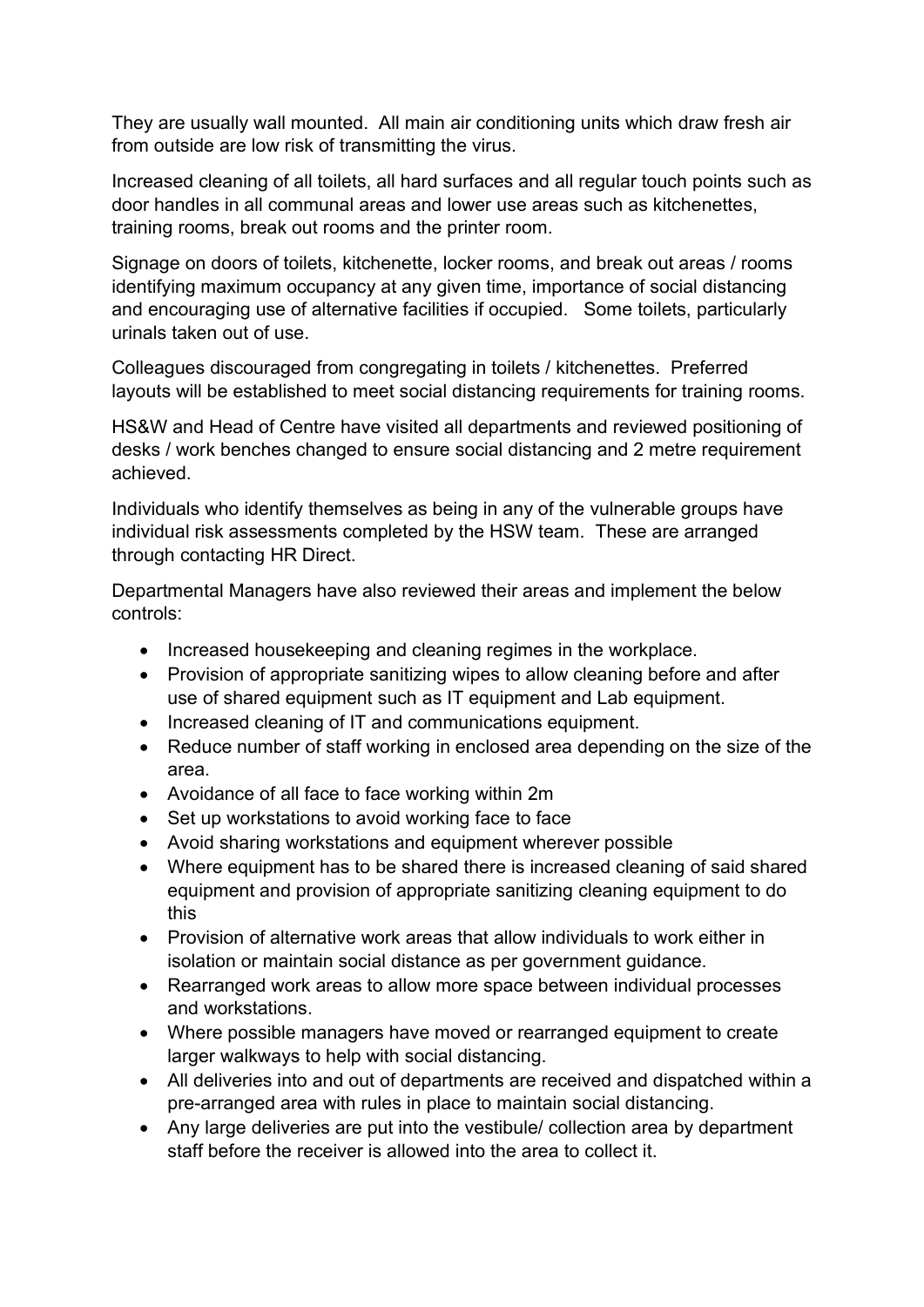They are usually wall mounted. All main air conditioning units which draw fresh air from outside are low risk of transmitting the virus.

Increased cleaning of all toilets, all hard surfaces and all regular touch points such as door handles in all communal areas and lower use areas such as kitchenettes, training rooms, break out rooms and the printer room.

Signage on doors of toilets, kitchenette, locker rooms, and break out areas / rooms identifying maximum occupancy at any given time, importance of social distancing and encouraging use of alternative facilities if occupied. Some toilets, particularly urinals taken out of use.

Colleagues discouraged from congregating in toilets / kitchenettes. Preferred layouts will be established to meet social distancing requirements for training rooms.

HS&W and Head of Centre have visited all departments and reviewed positioning of desks / work benches changed to ensure social distancing and 2 metre requirement achieved.

Individuals who identify themselves as being in any of the vulnerable groups have individual risk assessments completed by the HSW team. These are arranged through contacting HR Direct.

Departmental Managers have also reviewed their areas and implement the below controls:

- Increased housekeeping and cleaning regimes in the workplace.
- Provision of appropriate sanitizing wipes to allow cleaning before and after use of shared equipment such as IT equipment and Lab equipment.
- Increased cleaning of IT and communications equipment.
- Reduce number of staff working in enclosed area depending on the size of the area.
- Avoidance of all face to face working within 2m
- Set up workstations to avoid working face to face
- Avoid sharing workstations and equipment wherever possible
- Where equipment has to be shared there is increased cleaning of said shared equipment and provision of appropriate sanitizing cleaning equipment to do this
- Provision of alternative work areas that allow individuals to work either in isolation or maintain social distance as per government guidance.
- Rearranged work areas to allow more space between individual processes and workstations.
- Where possible managers have moved or rearranged equipment to create larger walkways to help with social distancing.
- All deliveries into and out of departments are received and dispatched within a pre-arranged area with rules in place to maintain social distancing.
- Any large deliveries are put into the vestibule/ collection area by department staff before the receiver is allowed into the area to collect it.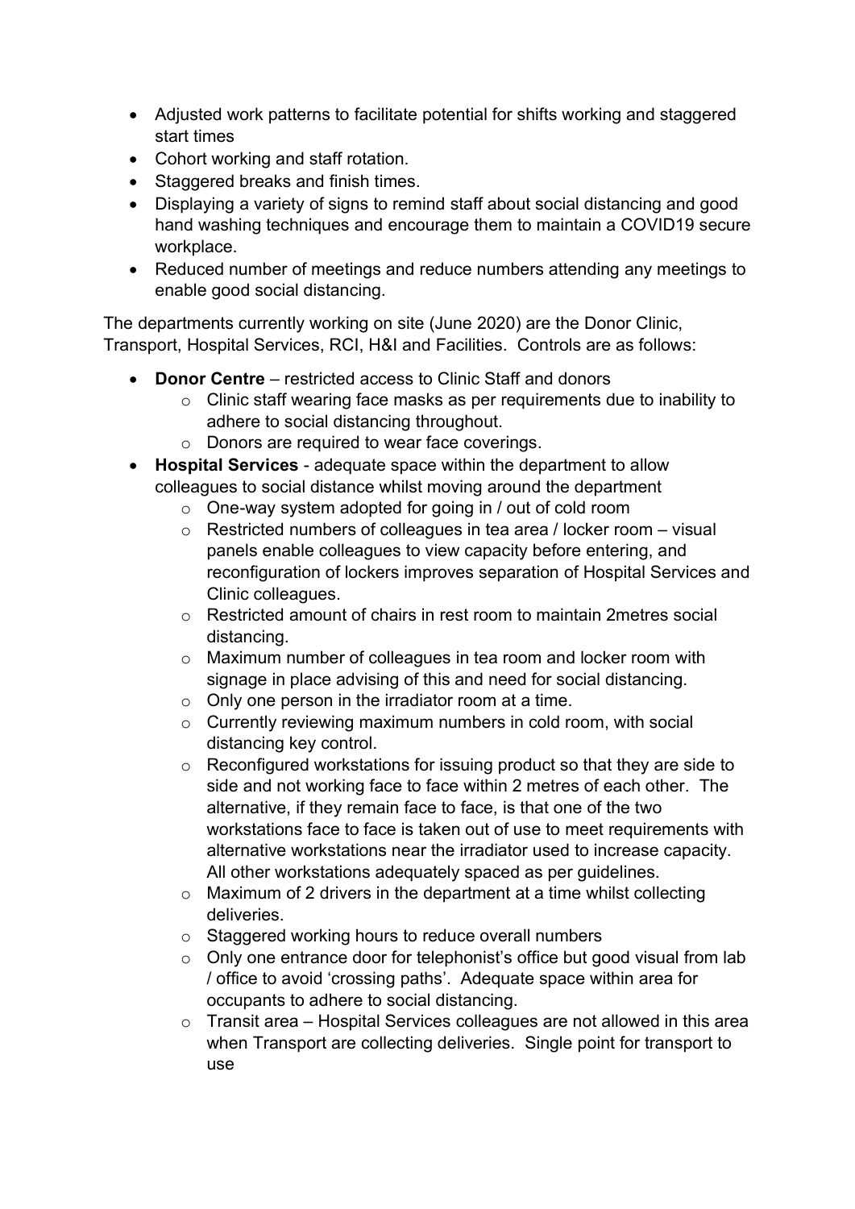- Adjusted work patterns to facilitate potential for shifts working and staggered start times
- Cohort working and staff rotation.
- Staggered breaks and finish times.
- Displaying a variety of signs to remind staff about social distancing and good hand washing techniques and encourage them to maintain a COVID19 secure workplace.
- Reduced number of meetings and reduce numbers attending any meetings to enable good social distancing.

The departments currently working on site (June 2020) are the Donor Clinic, Transport, Hospital Services, RCI, H&I and Facilities. Controls are as follows:

- **Donor Centre** – restricted access to Clinic Staff and donors
  - Clinic staff wearing face masks as per requirements due to inability to adhere to social distancing throughout.
  - Donors are required to wear face coverings.
- **Hospital Services** - adequate space within the department to allow colleagues to social distance whilst moving around the department
  - One-way system adopted for going in / out of cold room
  - Restricted numbers of colleagues in tea area / locker room – visual panels enable colleagues to view capacity before entering, and reconfiguration of lockers improves separation of Hospital Services and Clinic colleagues.
  - Restricted amount of chairs in rest room to maintain 2metres social distancing.
  - Maximum number of colleagues in tea room and locker room with signage in place advising of this and need for social distancing.
  - Only one person in the irradiator room at a time.
  - Currently reviewing maximum numbers in cold room, with social distancing key control.
  - Reconfigured workstations for issuing product so that they are side to side and not working face to face within 2 metres of each other. The alternative, if they remain face to face, is that one of the two workstations face to face is taken out of use to meet requirements with alternative workstations near the irradiator used to increase capacity. All other workstations adequately spaced as per guidelines.
  - Maximum of 2 drivers in the department at a time whilst collecting deliveries.
  - Staggered working hours to reduce overall numbers
  - Only one entrance door for telephonist's office but good visual from lab / office to avoid 'crossing paths'. Adequate space within area for occupants to adhere to social distancing.
  - Transit area – Hospital Services colleagues are not allowed in this area when Transport are collecting deliveries. Single point for transport to use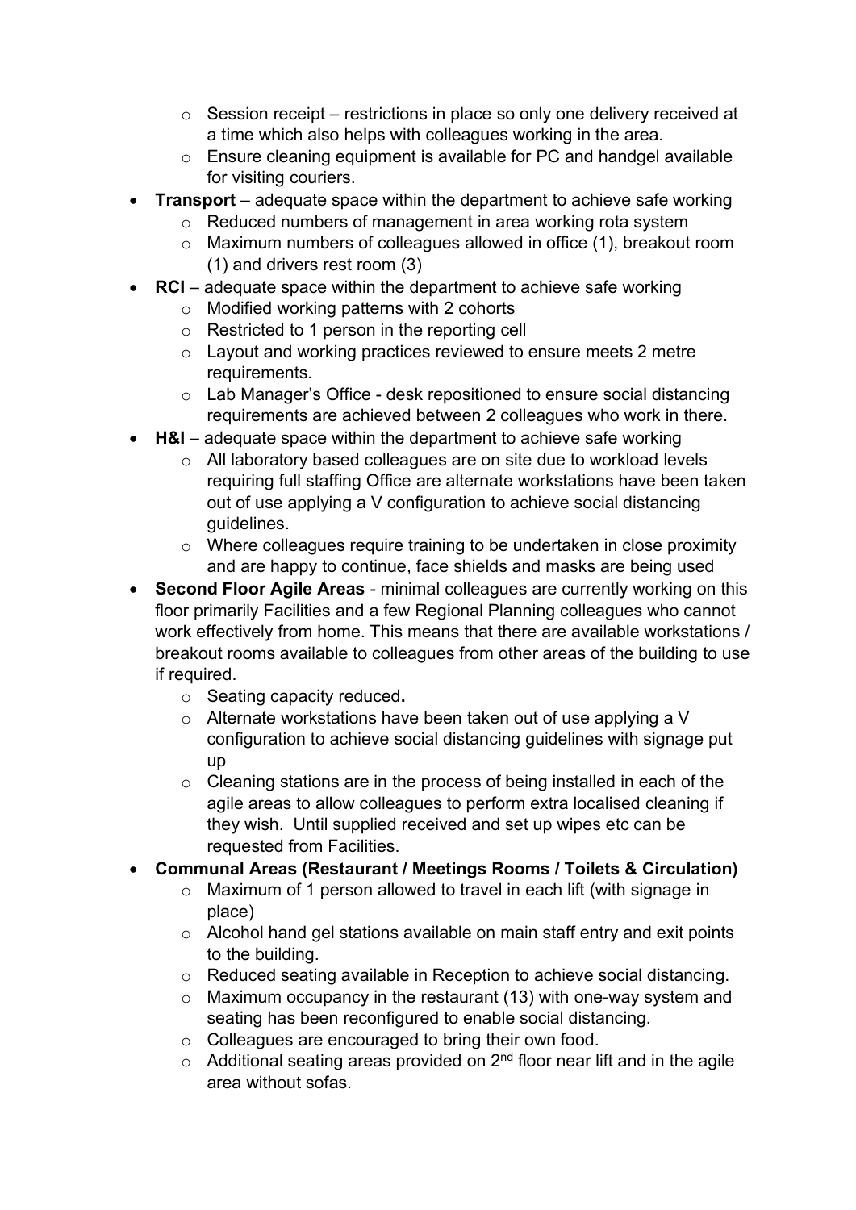- Session receipt – restrictions in place so only one delivery received at a time which also helps with colleagues working in the area.
    - Ensure cleaning equipment is available for PC and handgel available for visiting couriers.
- **Transport** – adequate space within the department to achieve safe working
    - Reduced numbers of management in area working rota system
    - Maximum numbers of colleagues allowed in office (1), breakout room (1) and drivers rest room (3)
- **RCI** – adequate space within the department to achieve safe working
    - Modified working patterns with 2 cohorts
    - Restricted to 1 person in the reporting cell
    - Layout and working practices reviewed to ensure meets 2 metre requirements.
    - Lab Manager's Office - desk repositioned to ensure social distancing requirements are achieved between 2 colleagues who work in there.
- **H&I** – adequate space within the department to achieve safe working
    - All laboratory based colleagues are on site due to workload levels requiring full staffing Office are alternate workstations have been taken out of use applying a V configuration to achieve social distancing guidelines.
    - Where colleagues require training to be undertaken in close proximity and are happy to continue, face shields and masks are being used
- **Second Floor Agile Areas** - minimal colleagues are currently working on this floor primarily Facilities and a few Regional Planning colleagues who cannot work effectively from home. This means that there are available workstations / breakout rooms available to colleagues from other areas of the building to use if required.
    - Seating capacity reduced**.**
    - Alternate workstations have been taken out of use applying a V configuration to achieve social distancing guidelines with signage put up
    - Cleaning stations are in the process of being installed in each of the agile areas to allow colleagues to perform extra localised cleaning if they wish. Until supplied received and set up wipes etc can be requested from Facilities.
- **Communal Areas (Restaurant / Meetings Rooms / Toilets & Circulation)**
    - Maximum of 1 person allowed to travel in each lift (with signage in place)
    - Alcohol hand gel stations available on main staff entry and exit points to the building.
    - Reduced seating available in Reception to achieve social distancing.
    - Maximum occupancy in the restaurant (13) with one-way system and seating has been reconfigured to enable social distancing.
    - Colleagues are encouraged to bring their own food.
    - Additional seating areas provided on 2nd floor near lift and in the agile area without sofas.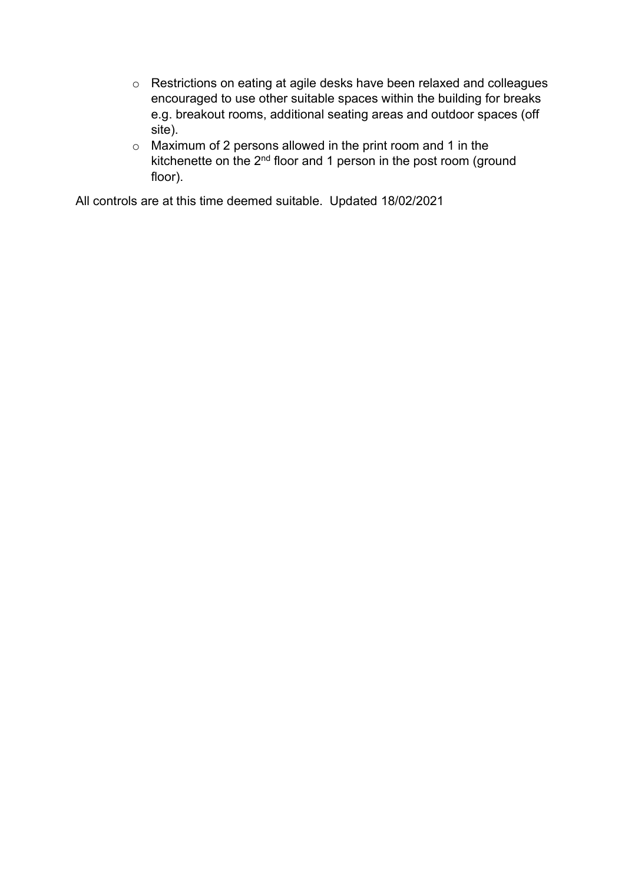- Restrictions on eating at agile desks have been relaxed and colleagues encouraged to use other suitable spaces within the building for breaks e.g. breakout rooms, additional seating areas and outdoor spaces (off site).
- Maximum of 2 persons allowed in the print room and 1 in the kitchenette on the 2nd floor and 1 person in the post room (ground floor).

All controls are at this time deemed suitable. Updated 18/02/2021